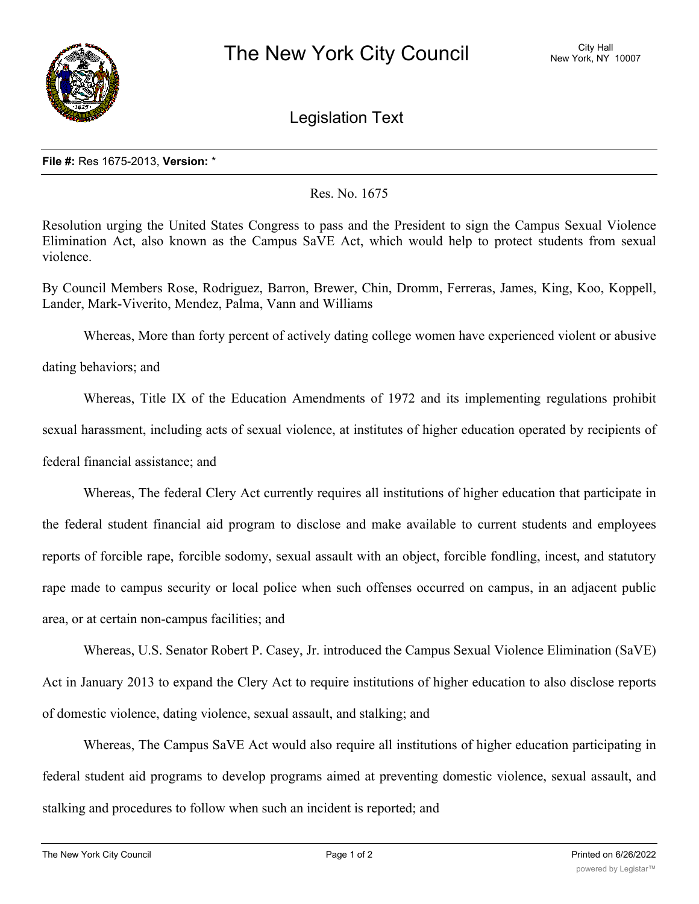# The New York City Council

City Hall
New York, NY 10007

## Legislation Text

**File #:** Res 1675-2013, **Version:** *

Res. No. 1675

Resolution urging the United States Congress to pass and the President to sign the Campus Sexual Violence Elimination Act, also known as the Campus SaVE Act, which would help to protect students from sexual violence.

By Council Members Rose, Rodriguez, Barron, Brewer, Chin, Dromm, Ferreras, James, King, Koo, Koppell, Lander, Mark-Viverito, Mendez, Palma, Vann and Williams

Whereas, More than forty percent of actively dating college women have experienced violent or abusive dating behaviors; and

Whereas, Title IX of the Education Amendments of 1972 and its implementing regulations prohibit sexual harassment, including acts of sexual violence, at institutes of higher education operated by recipients of federal financial assistance; and

Whereas, The federal Clery Act currently requires all institutions of higher education that participate in the federal student financial aid program to disclose and make available to current students and employees reports of forcible rape, forcible sodomy, sexual assault with an object, forcible fondling, incest, and statutory rape made to campus security or local police when such offenses occurred on campus, in an adjacent public area, or at certain non-campus facilities; and

Whereas, U.S. Senator Robert P. Casey, Jr. introduced the Campus Sexual Violence Elimination (SaVE) Act in January 2013 to expand the Clery Act to require institutions of higher education to also disclose reports of domestic violence, dating violence, sexual assault, and stalking; and

Whereas, The Campus SaVE Act would also require all institutions of higher education participating in federal student aid programs to develop programs aimed at preventing domestic violence, sexual assault, and stalking and procedures to follow when such an incident is reported; and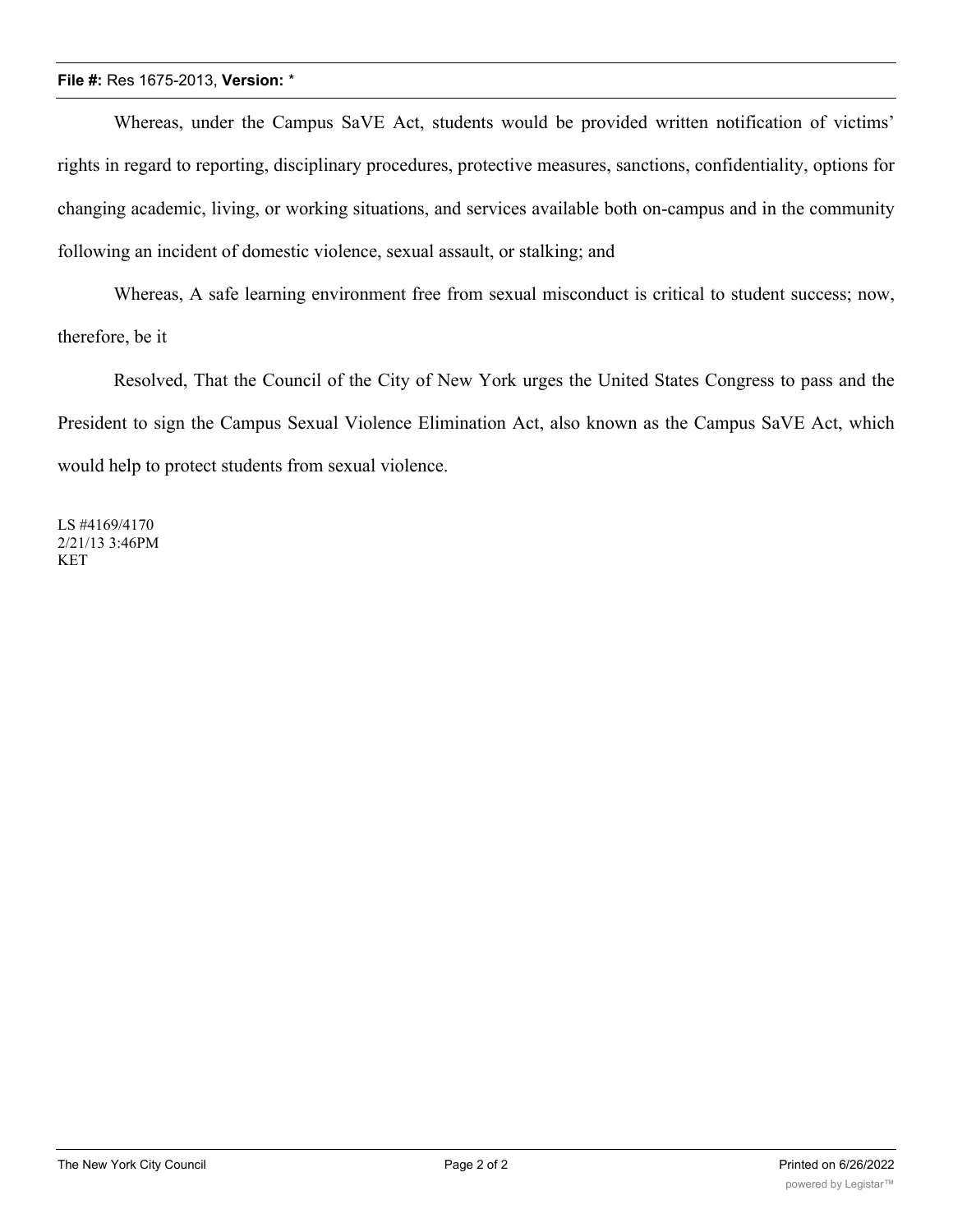Whereas, under the Campus SaVE Act, students would be provided written notification of victims' rights in regard to reporting, disciplinary procedures, protective measures, sanctions, confidentiality, options for changing academic, living, or working situations, and services available both on-campus and in the community following an incident of domestic violence, sexual assault, or stalking; and

Whereas, A safe learning environment free from sexual misconduct is critical to student success; now, therefore, be it

Resolved, That the Council of the City of New York urges the United States Congress to pass and the President to sign the Campus Sexual Violence Elimination Act, also known as the Campus SaVE Act, which would help to protect students from sexual violence.

LS #4169/4170
2/21/13 3:46PM
KET